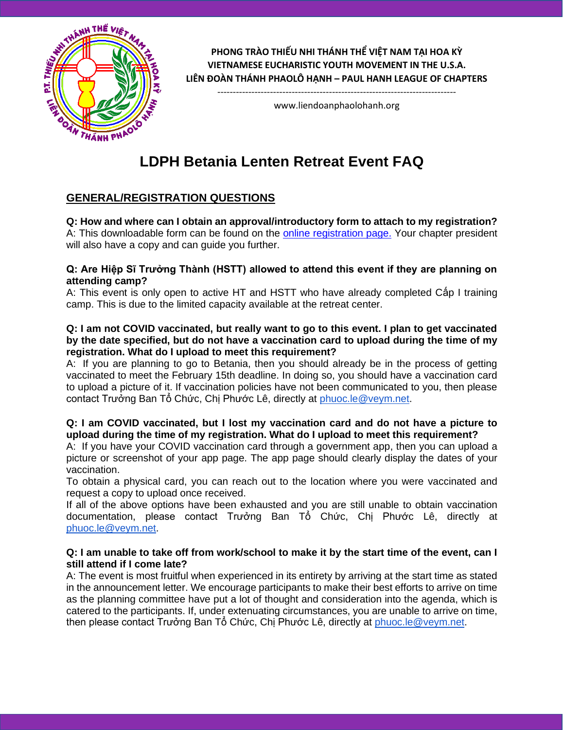PHONG TRÀO THIẾU NHI THÁNH THỂ VIỆT NAM TẠI HOA KỲ
VIETNAMESE EUCHARISTIC YOUTH MOVEMENT IN THE U.S.A.
LIÊN ĐOÀN THÁNH PHAOLÔ HẠNH – PAUL HANH LEAGUE OF CHAPTERS

---

www.liendoanphaolohanh.org

# LDPH Betania Lenten Retreat Event FAQ

## GENERAL/REGISTRATION QUESTIONS

**Q: How and where can I obtain an approval/introductory form to attach to my registration?**
A: This downloadable form can be found on the online registration page. Your chapter president will also have a copy and can guide you further.

**Q: Are Hiệp Sĩ Trưởng Thành (HSTT) allowed to attend this event if they are planning on attending camp?**
A: This event is only open to active HT and HSTT who have already completed Cấp I training camp. This is due to the limited capacity available at the retreat center.

**Q: I am not COVID vaccinated, but really want to go to this event. I plan to get vaccinated by the date specified, but do not have a vaccination card to upload during the time of my registration. What do I upload to meet this requirement?**
A: If you are planning to go to Betania, then you should already be in the process of getting vaccinated to meet the February 15th deadline. In doing so, you should have a vaccination card to upload a picture of it. If vaccination policies have not been communicated to you, then please contact Trưởng Ban Tổ Chức, Chị Phước Lê, directly at phuoc.le@veym.net.

**Q: I am COVID vaccinated, but I lost my vaccination card and do not have a picture to upload during the time of my registration. What do I upload to meet this requirement?**
A: If you have your COVID vaccination card through a government app, then you can upload a picture or screenshot of your app page. The app page should clearly display the dates of your vaccination.
To obtain a physical card, you can reach out to the location where you were vaccinated and request a copy to upload once received.
If all of the above options have been exhausted and you are still unable to obtain vaccination documentation, please contact Trưởng Ban Tổ Chức, Chị Phước Lê, directly at phuoc.le@veym.net.

**Q: I am unable to take off from work/school to make it by the start time of the event, can I still attend if I come late?**
A: The event is most fruitful when experienced in its entirety by arriving at the start time as stated in the announcement letter. We encourage participants to make their best efforts to arrive on time as the planning committee have put a lot of thought and consideration into the agenda, which is catered to the participants. If, under extenuating circumstances, you are unable to arrive on time, then please contact Trưởng Ban Tổ Chức, Chị Phước Lê, directly at phuoc.le@veym.net.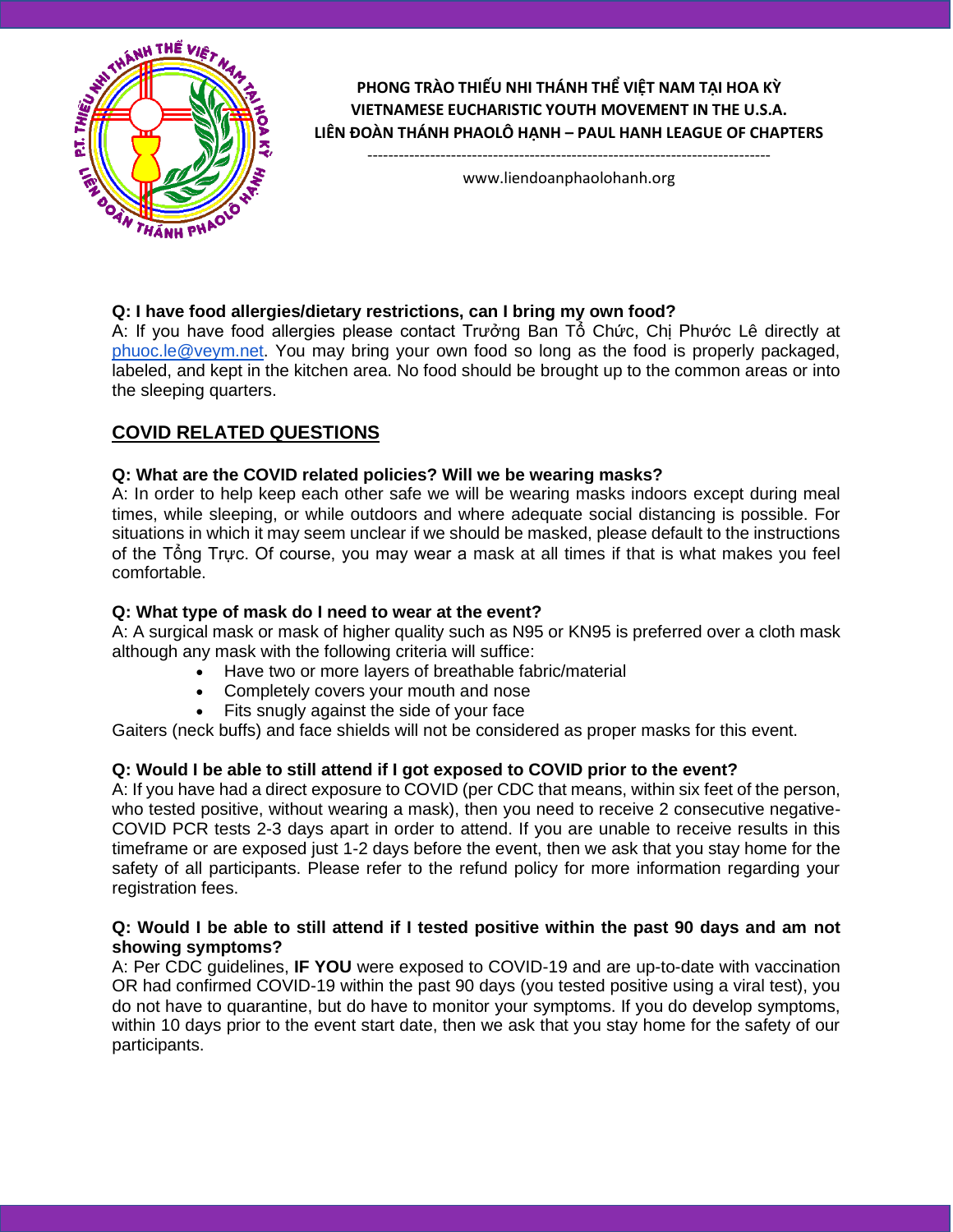**Q: I have food allergies/dietary restrictions, can I bring my own food?**
A: If you have food allergies please contact Trưởng Ban Tổ Chức, Chị Phước Lê directly at phuoc.le@veym.net. You may bring your own food so long as the food is properly packaged, labeled, and kept in the kitchen area. No food should be brought up to the common areas or into the sleeping quarters.

## COVID RELATED QUESTIONS

**Q: What are the COVID related policies? Will we be wearing masks?**
A: In order to help keep each other safe we will be wearing masks indoors except during meal times, while sleeping, or while outdoors and where adequate social distancing is possible. For situations in which it may seem unclear if we should be masked, please default to the instructions of the Tổng Trực. Of course, you may wear a mask at all times if that is what makes you feel comfortable.

**Q: What type of mask do I need to wear at the event?**
A: A surgical mask or mask of higher quality such as N95 or KN95 is preferred over a cloth mask although any mask with the following criteria will suffice:

- Have two or more layers of breathable fabric/material
- Completely covers your mouth and nose
- Fits snugly against the side of your face

Gaiters (neck buffs) and face shields will not be considered as proper masks for this event.

**Q: Would I be able to still attend if I got exposed to COVID prior to the event?**
A: If you have had a direct exposure to COVID (per CDC that means, within six feet of the person, who tested positive, without wearing a mask), then you need to receive 2 consecutive negative-COVID PCR tests 2-3 days apart in order to attend. If you are unable to receive results in this timeframe or are exposed just 1-2 days before the event, then we ask that you stay home for the safety of all participants. Please refer to the refund policy for more information regarding your registration fees.

**Q: Would I be able to still attend if I tested positive within the past 90 days and am not showing symptoms?**
A: Per CDC guidelines, **IF YOU** were exposed to COVID-19 and are up-to-date with vaccination OR had confirmed COVID-19 within the past 90 days (you tested positive using a viral test), you do not have to quarantine, but do have to monitor your symptoms. If you do develop symptoms, within 10 days prior to the event start date, then we ask that you stay home for the safety of our participants.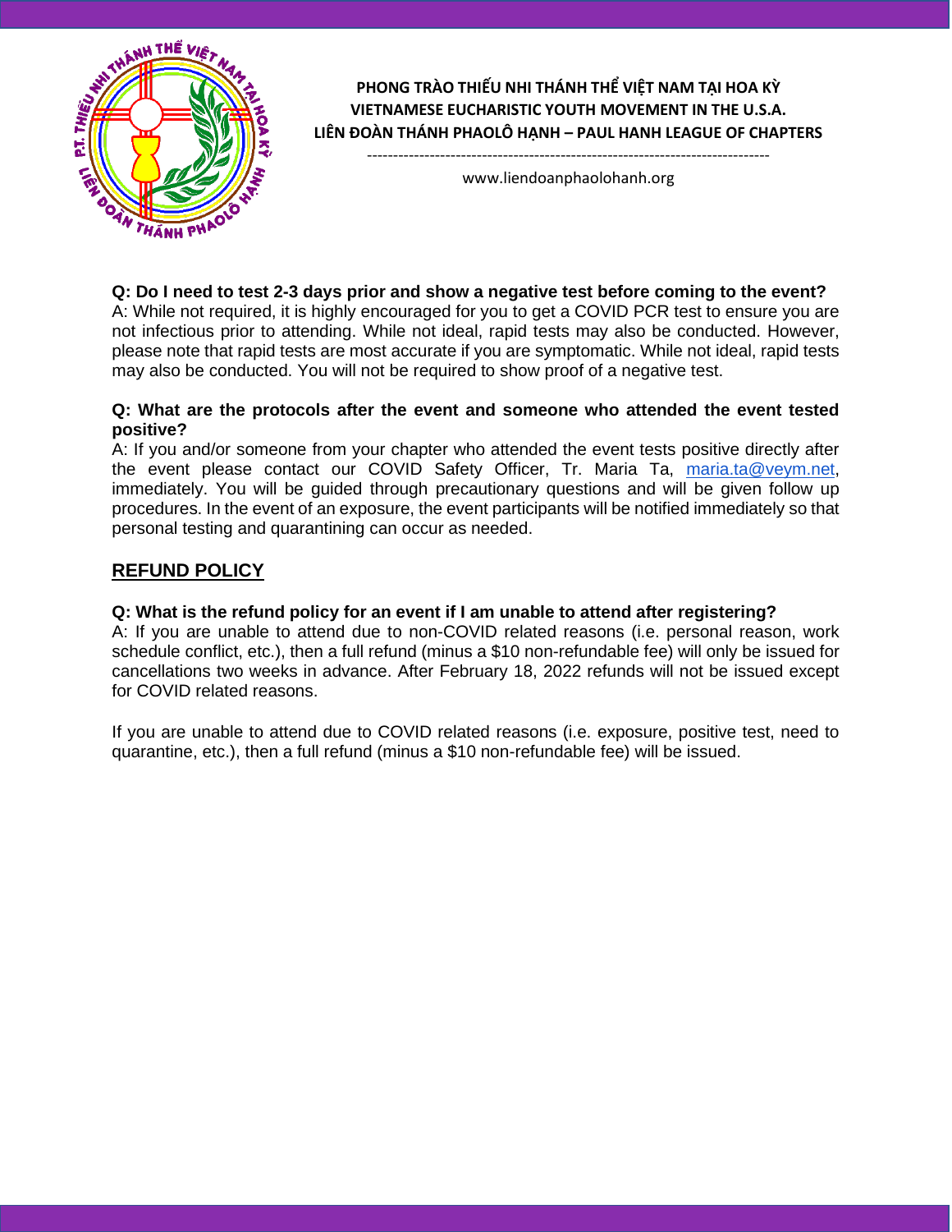**PHONG TRÀO THIẾU NHI THÁNH THỂ VIỆT NAM TẠI HOA KỲ**
**VIETNAMESE EUCHARISTIC YOUTH MOVEMENT IN THE U.S.A.**
**LIÊN ĐOÀN THÁNH PHAOLÔ HẠNH – PAUL HANH LEAGUE OF CHAPTERS**

www.liendoanphaolohanh.org

**Q: Do I need to test 2-3 days prior and show a negative test before coming to the event?**
A: While not required, it is highly encouraged for you to get a COVID PCR test to ensure you are not infectious prior to attending. While not ideal, rapid tests may also be conducted. However, please note that rapid tests are most accurate if you are symptomatic. While not ideal, rapid tests may also be conducted. You will not be required to show proof of a negative test.

**Q: What are the protocols after the event and someone who attended the event tested positive?**
A: If you and/or someone from your chapter who attended the event tests positive directly after the event please contact our COVID Safety Officer, Tr. Maria Ta, maria.ta@veym.net, immediately. You will be guided through precautionary questions and will be given follow up procedures. In the event of an exposure, the event participants will be notified immediately so that personal testing and quarantining can occur as needed.

## REFUND POLICY

**Q: What is the refund policy for an event if I am unable to attend after registering?**
A: If you are unable to attend due to non-COVID related reasons (i.e. personal reason, work schedule conflict, etc.), then a full refund (minus a $10 non-refundable fee) will only be issued for cancellations two weeks in advance. After February 18, 2022 refunds will not be issued except for COVID related reasons.

If you are unable to attend due to COVID related reasons (i.e. exposure, positive test, need to quarantine, etc.), then a full refund (minus a $10 non-refundable fee) will be issued.